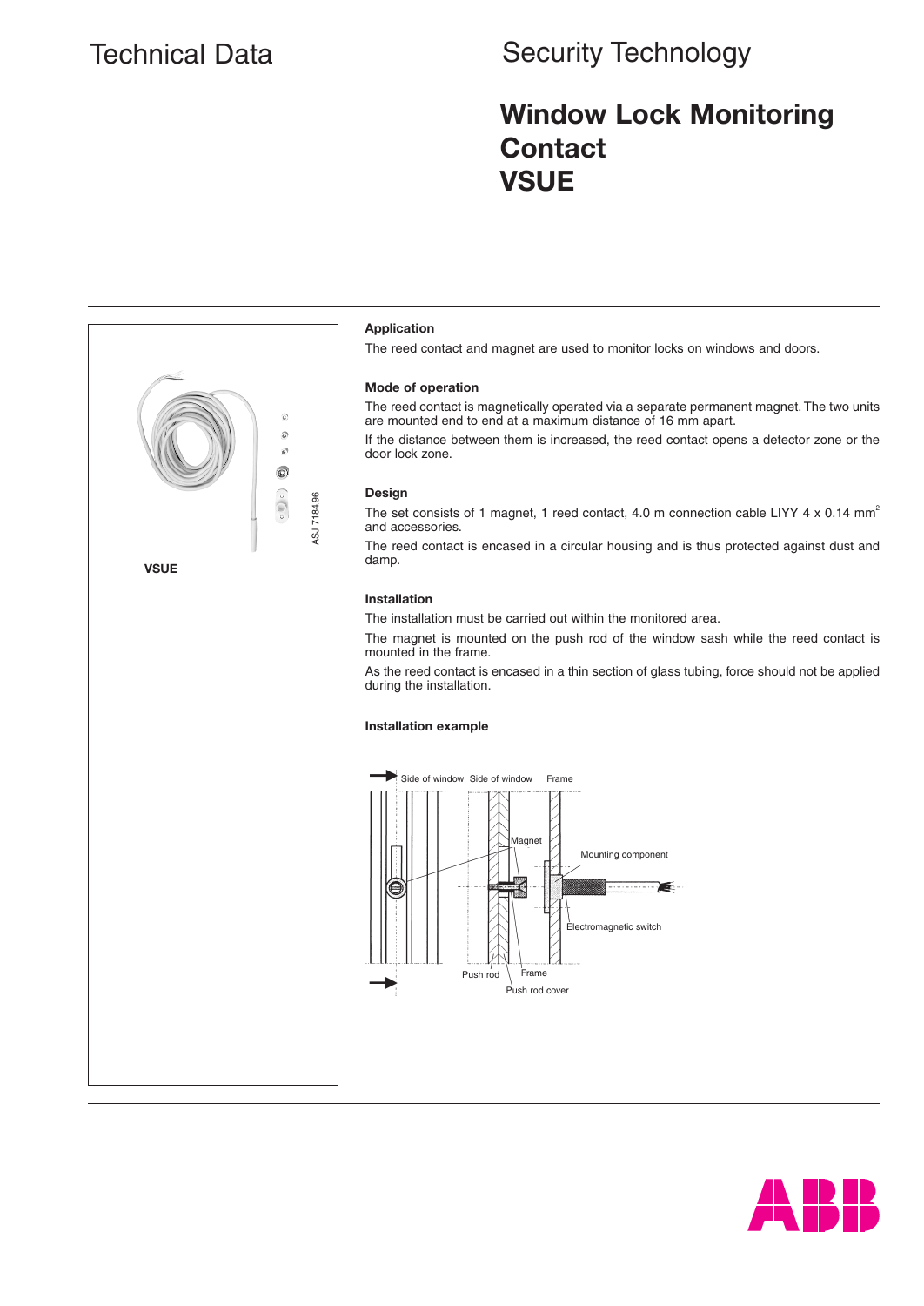Technical Data

Security Technology

# Window Lock Monitoring Contact VSUE

**VSUE**

ASJ 7184.96

### Application

The reed contact and magnet are used to monitor locks on windows and doors.

### Mode of operation

The reed contact is magnetically operated via a separate permanent magnet. The two units are mounted end to end at a maximum distance of 16 mm apart.

If the distance between them is increased, the reed contact opens a detector zone or the door lock zone.

### Design

The set consists of 1 magnet, 1 reed contact, 4.0 m connection cable LIYY 4 x 0.14 mm$^2$ and accessories.

The reed contact is encased in a circular housing and is thus protected against dust and damp.

### Installation

The installation must be carried out within the monitored area.

The magnet is mounted on the push rod of the window sash while the reed contact is mounted in the frame.

As the reed contact is encased in a thin section of glass tubing, force should not be applied during the installation.

### Installation example

Side of window · Side of window · Frame · Magnet · Mounting component · Electromagnetic switch · Push rod · Frame · Push rod cover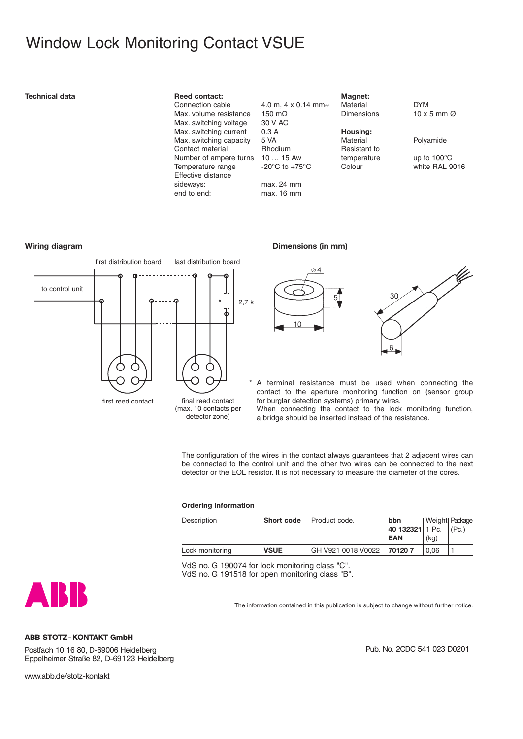# Window Lock Monitoring Contact VSUE

## Technical data

**Reed contact:**

| | |
|---|---|
| Connection cable | 4.0 m, 4 x 0.14 mm≈ |
| Max. volume resistance | 150 mΩ |
| Max. switching voltage | 30 V AC |
| Max. switching current | 0.3 A |
| Max. switching capacity | 5 VA |
| Contact material | Rhodium |
| Number of ampere turns | 10 … 15 Aw |
| Temperature range | -20°C to +75°C |
| Effective distance | |
| sideways: | max. 24 mm |
| end to end: | max. 16 mm |

**Magnet:**

| | |
|---|---|
| Material | DYM |
| Dimensions | 10 x 5 mm Ø |

**Housing:**

| | |
|---|---|
| Material | Polyamide |
| Resistant to temperature | up to 100°C |
| Colour | white RAL 9016 |

## Wiring diagram

first distribution board
last distribution board
to control unit
2,7 k
first reed contact
final reed contact (max. 10 contacts per detector zone)

## Dimensions (in mm)

∅4
5
10
30
6

\* A terminal resistance must be used when connecting the contact to the aperture monitoring function on (sensor group for burglar detection systems) primary wires.
When connecting the contact to the lock monitoring function, a bridge should be inserted instead of the resistance.

The configuration of the wires in the contact always guarantees that 2 adjacent wires can be connected to the control unit and the other two wires can be connected to the next detector or the EOL resistor. It is not necessary to measure the diameter of the cores.

### Ordering information

| Description | Short code | Product code. | bbn 40 132321 EAN | Weight 1 Pc. (kg) | Package (Pc.) |
|---|---|---|---|---|---|
| Lock monitoring | **VSUE** | GH V921 0018 V0022 | **70120 7** | 0,06 | 1 |

VdS no. G 190074 for lock monitoring class "C".
VdS no. G 191518 for open monitoring class "B".

The information contained in this publication is subject to change without further notice.

**ABB STOTZ-KONTAKT GmbH**

Postfach 10 16 80, D-69006 Heidelberg
Eppelheimer Straße 82, D-69123 Heidelberg

www.abb.de/stotz-kontakt

Pub. No. 2CDC 541 023 D0201